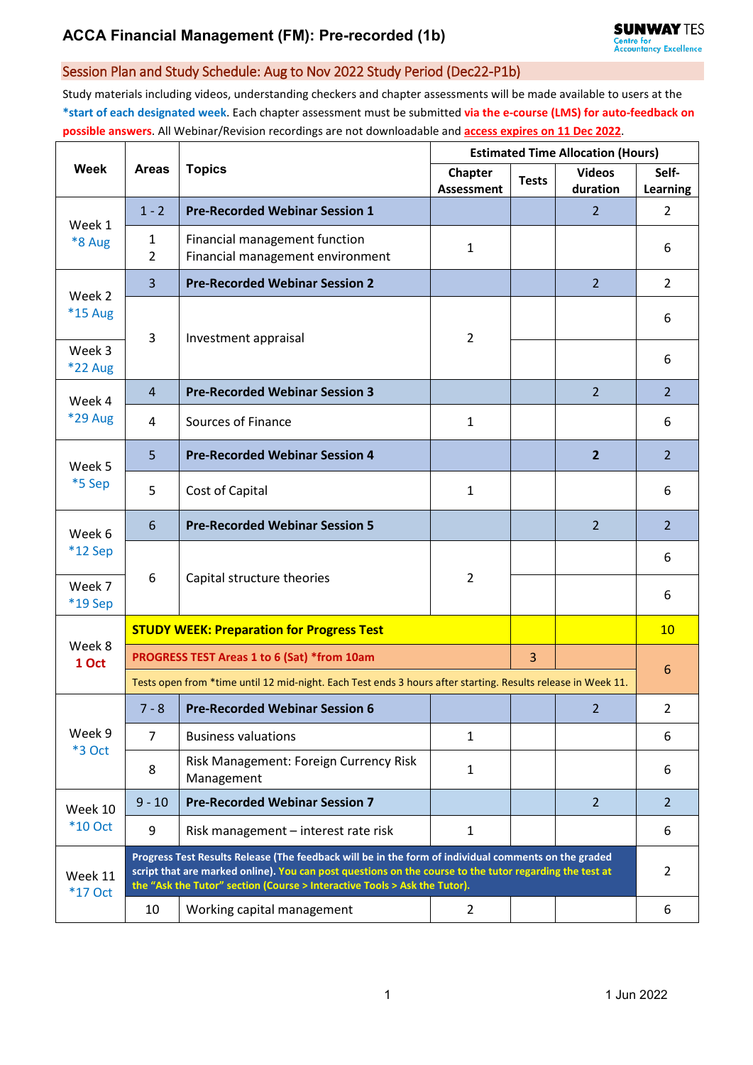# ACCA Financial Management (FM): Pre-recorded (1b)

SUNWAY TES Centre for Accountancy Excellence

## Session Plan and Study Schedule: Aug to Nov 2022 Study Period (Dec22-P1b)

Study materials including videos, understanding checkers and chapter assessments will be made available to users at the **\*start of each designated week**. Each chapter assessment must be submitted **via the e-course (LMS) for auto-feedback on possible answers**. All Webinar/Revision recordings are not downloadable and **access expires on 11 Dec 2022**.

| Week | Areas | Topics | Estimated Time Allocation (Hours) | | | |
|---|---|---|---|---|---|---|
| | | | Chapter Assessment | Tests | Videos duration | Self-Learning |
| Week 1 *8 Aug | 1 - 2 | **Pre-Recorded Webinar Session 1** | | | 2 | 2 |
| | 1<br>2 | Financial management function<br>Financial management environment | 1 | | | 6 |
| Week 2 *15 Aug | 3 | **Pre-Recorded Webinar Session 2** | | | 2 | 2 |
| | 3 | Investment appraisal | 2 | | | 6 |
| Week 3 *22 Aug | | | | | | 6 |
| Week 4 *29 Aug | 4 | **Pre-Recorded Webinar Session 3** | | | 2 | 2 |
| | 4 | Sources of Finance | 1 | | | 6 |
| Week 5 *5 Sep | 5 | **Pre-Recorded Webinar Session 4** | | | **2** | 2 |
| | 5 | Cost of Capital | 1 | | | 6 |
| Week 6 *12 Sep | 6 | **Pre-Recorded Webinar Session 5** | | | 2 | 2 |
| | 6 | Capital structure theories | 2 | | | 6 |
| Week 7 *19 Sep | | | | | | 6 |
| Week 8 **1 Oct** | **STUDY WEEK: Preparation for Progress Test** | | | | | 10 |
| | **PROGRESS TEST Areas 1 to 6 (Sat) \*from 10am** | | | 3 | | 6 |
| | Tests open from *time until 12 mid-night. Each Test ends 3 hours after starting. Results release in Week 11. | | | | | |
| Week 9 *3 Oct | 7 - 8 | **Pre-Recorded Webinar Session 6** | | | 2 | 2 |
| | 7 | Business valuations | 1 | | | 6 |
| | 8 | Risk Management: Foreign Currency Risk Management | 1 | | | 6 |
| Week 10 *10 Oct | 9 - 10 | **Pre-Recorded Webinar Session 7** | | | 2 | 2 |
| | 9 | Risk management – interest rate risk | 1 | | | 6 |
| Week 11 *17 Oct | **Progress Test Results Release (The feedback will be in the form of individual comments on the graded script that are marked online). You can post questions on the course to the tutor regarding the test at the "Ask the Tutor" section (Course > Interactive Tools > Ask the Tutor).** | | | | | 2 |
| | 10 | Working capital management | 2 | | | 6 |

1 Jun 2022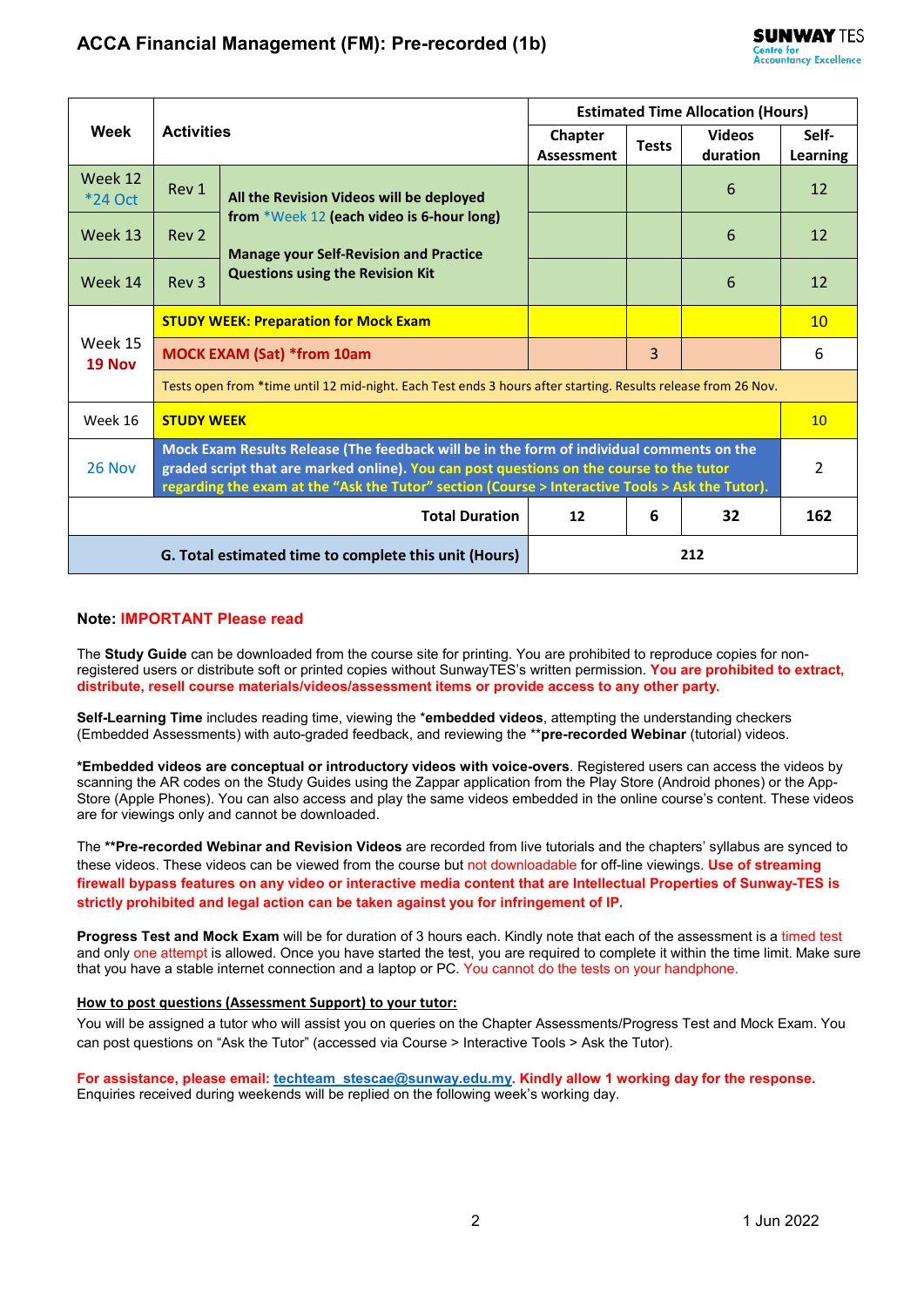# ACCA Financial Management (FM): Pre-recorded (1b)

| Week | Activities | | Estimated Time Allocation (Hours) | | | |
|---|---|---|---|---|---|---|
| | | | Chapter Assessment | Tests | Videos duration | Self-Learning |
| Week 12 *24 Oct | Rev 1 | All the Revision Videos will be deployed from *Week 12 (each video is 6-hour long) Manage your Self-Revision and Practice Questions using the Revision Kit | | | 6 | 12 |
| Week 13 | Rev 2 | | | | 6 | 12 |
| Week 14 | Rev 3 | | | | 6 | 12 |
| Week 15 19 Nov | STUDY WEEK: Preparation for Mock Exam | | | | | 10 |
| | MOCK EXAM (Sat) *from 10am | | | 3 | | 6 |
| | Tests open from *time until 12 mid-night. Each Test ends 3 hours after starting. Results release from 26 Nov. | | | | | |
| Week 16 | STUDY WEEK | | | | | 10 |
| 26 Nov | Mock Exam Results Release (The feedback will be in the form of individual comments on the graded script that are marked online). You can post questions on the course to the tutor regarding the exam at the "Ask the Tutor" section (Course > Interactive Tools > Ask the Tutor). | | | | | 2 |
| | | Total Duration | 12 | 6 | 32 | 162 |
| | | G. Total estimated time to complete this unit (Hours) | 212 | | | |

**Note: IMPORTANT Please read**

The **Study Guide** can be downloaded from the course site for printing. You are prohibited to reproduce copies for non-registered users or distribute soft or printed copies without SunwayTES's written permission. **You are prohibited to extract, distribute, resell course materials/videos/assessment items or provide access to any other party.**

**Self-Learning Time** includes reading time, viewing the ***embedded videos**, attempting the understanding checkers (Embedded Assessments) with auto-graded feedback, and reviewing the ****pre-recorded Webinar** (tutorial) videos.

***Embedded videos are conceptual or introductory videos with voice-overs**. Registered users can access the videos by scanning the AR codes on the Study Guides using the Zappar application from the Play Store (Android phones) or the App-Store (Apple Phones). You can also access and play the same videos embedded in the online course's content. These videos are for viewings only and cannot be downloaded.

The ****Pre-recorded Webinar and Revision Videos** are recorded from live tutorials and the chapters' syllabus are synced to these videos. These videos can be viewed from the course but not downloadable for off-line viewings. **Use of streaming firewall bypass features on any video or interactive media content that are Intellectual Properties of Sunway-TES is strictly prohibited and legal action can be taken against you for infringement of IP.**

**Progress Test and Mock Exam** will be for duration of 3 hours each. Kindly note that each of the assessment is a timed test and only one attempt is allowed. Once you have started the test, you are required to complete it within the time limit. Make sure that you have a stable internet connection and a laptop or PC. You cannot do the tests on your handphone.

**How to post questions (Assessment Support) to your tutor:**

You will be assigned a tutor who will assist you on queries on the Chapter Assessments/Progress Test and Mock Exam. You can post questions on "Ask the Tutor" (accessed via Course > Interactive Tools > Ask the Tutor).

**For assistance, please email: techteam_stescae@sunway.edu.my. Kindly allow 1 working day for the response.**
Enquiries received during weekends will be replied on the following week's working day.